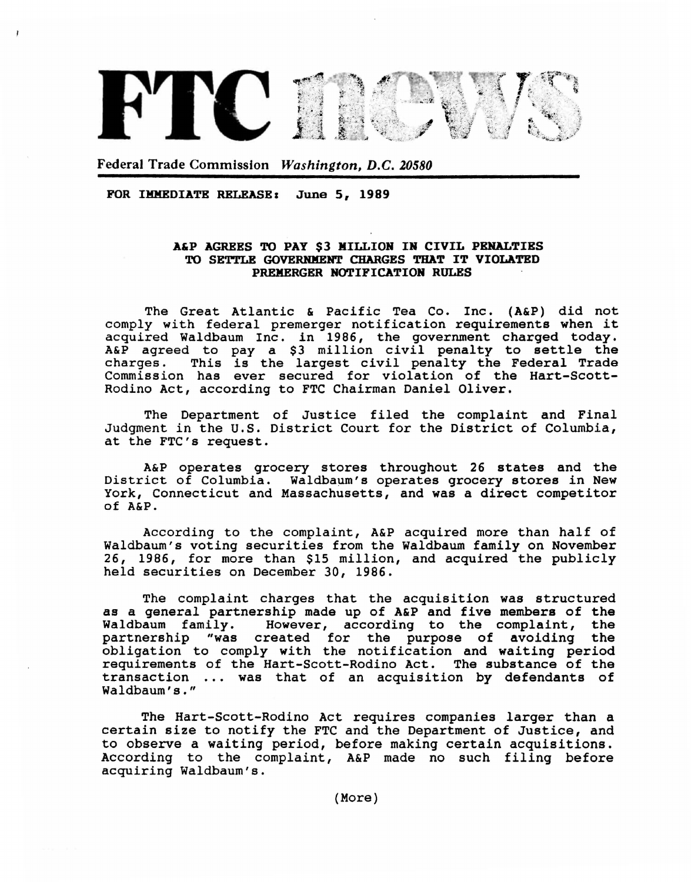# FTC news

Federal Trade Commission *Washington, D.C. 20580*

**FOR IMMEDIATE RELEASE: June 5, 1989**

**A&P AGREES TO PAY $3 MILLION IN CIVIL PENALTIES TO SETTLE GOVERNMENT CHARGES THAT IT VIOLATED PREMERGER NOTIFICATION RULES**

The Great Atlantic & Pacific Tea Co. Inc. (A&P) did not comply with federal premerger notification requirements when it acquired Waldbaum Inc. in 1986, the government charged today. A&P agreed to pay a $3 million civil penalty to settle the charges. This is the largest civil penalty the Federal Trade Commission has ever secured for violation of the Hart-Scott-Rodino Act, according to FTC Chairman Daniel Oliver.

The Department of Justice filed the complaint and Final Judgment in the U.S. District Court for the District of Columbia, at the FTC's request.

A&P operates grocery stores throughout 26 states and the District of Columbia. Waldbaum's operates grocery stores in New York, Connecticut and Massachusetts, and was a direct competitor of A&P.

According to the complaint, A&P acquired more than half of Waldbaum's voting securities from the Waldbaum family on November 26, 1986, for more than $15 million, and acquired the publicly held securities on December 30, 1986.

The complaint charges that the acquisition was structured as a general partnership made up of A&P and five members of the Waldbaum family. However, according to the complaint, the partnership "was created for the purpose of avoiding the obligation to comply with the notification and waiting period requirements of the Hart-Scott-Rodino Act. The substance of the transaction ... was that of an acquisition by defendants of Waldbaum's."

The Hart-Scott-Rodino Act requires companies larger than a certain size to notify the FTC and the Department of Justice, and to observe a waiting period, before making certain acquisitions. According to the complaint, A&P made no such filing before acquiring Waldbaum's.

(More)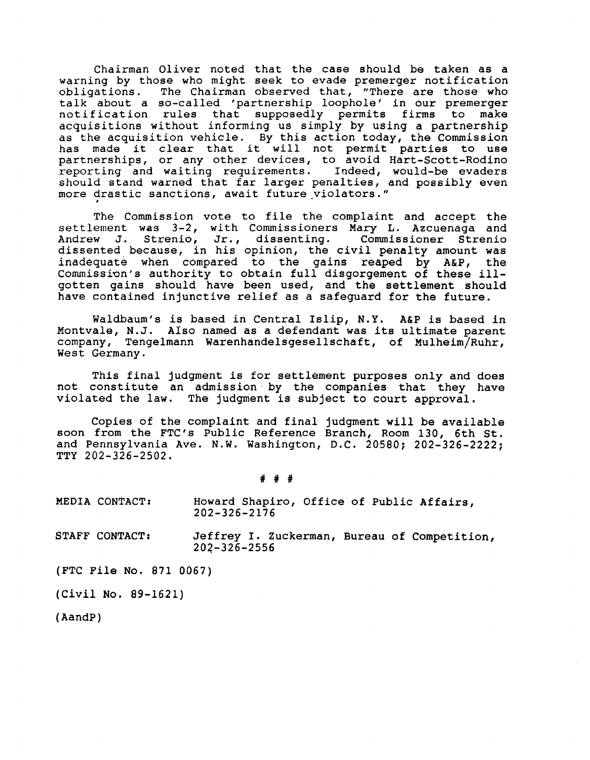Chairman Oliver noted that the case should be taken as a warning by those who might seek to evade premerger notification obligations. The Chairman observed that, "There are those who talk about a so-called 'partnership loophole' in our premerger notification rules that supposedly permits firms to make acquisitions without informing us simply by using a partnership as the acquisition vehicle. By this action today, the Commission has made it clear that it will not permit parties to use partnerships, or any other devices, to avoid Hart-Scott-Rodino reporting and waiting requirements. Indeed, would-be evaders should stand warned that far larger penalties, and possibly even more drastic sanctions, await future violators."

The Commission vote to file the complaint and accept the settlement was 3-2, with Commissioners Mary L. Azcuenaga and Andrew J. Strenio, Jr., dissenting. Commissioner Strenio dissented because, in his opinion, the civil penalty amount was inadequate when compared to the gains reaped by A&P, the Commission's authority to obtain full disgorgement of these ill-gotten gains should have been used, and the settlement should have contained injunctive relief as a safeguard for the future.

Waldbaum's is based in Central Islip, N.Y. A&P is based in Montvale, N.J. Also named as a defendant was its ultimate parent company, Tengelmann Warenhandelsgesellschaft, of Mulheim/Ruhr, West Germany.

This final judgment is for settlement purposes only and does not constitute an admission by the companies that they have violated the law. The judgment is subject to court approval.

Copies of the complaint and final judgment will be available soon from the FTC's Public Reference Branch, Room 130, 6th St. and Pennsylvania Ave. N.W. Washington, D.C. 20580; 202-326-2222; TTY 202-326-2502.

# # #

MEDIA CONTACT: Howard Shapiro, Office of Public Affairs, 202-326-2176

STAFF CONTACT: Jeffrey I. Zuckerman, Bureau of Competition, 202-326-2556

(FTC File No. 871 0067)

(Civil No. 89-1621)

(AandP)